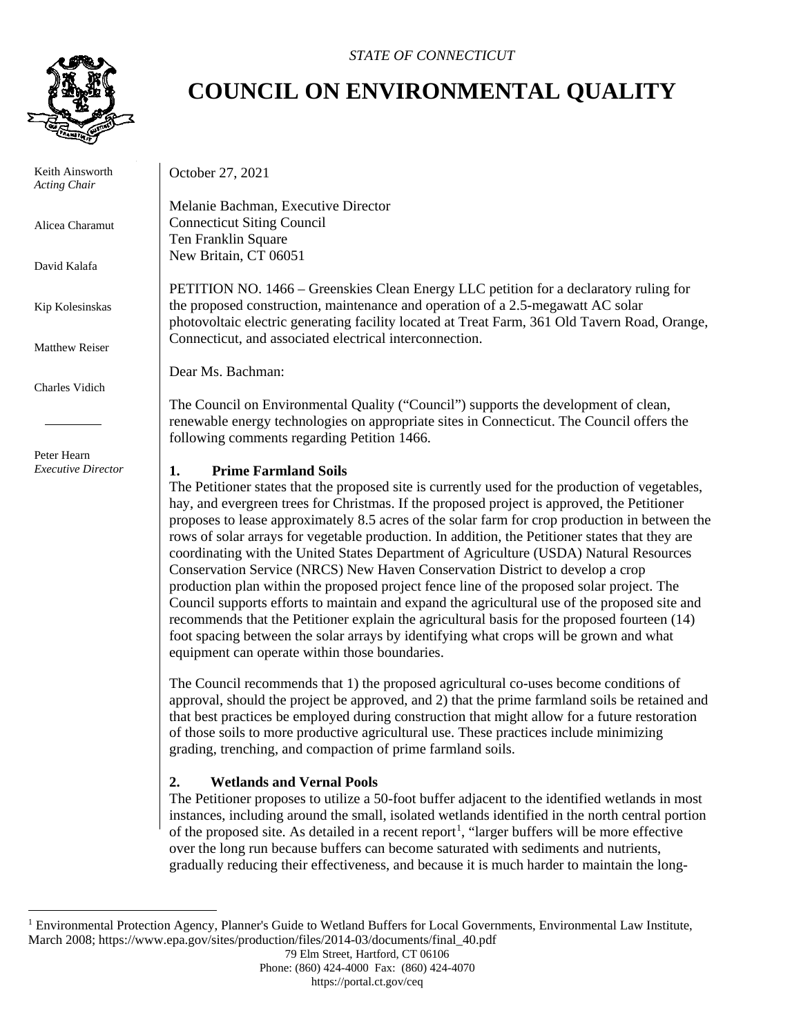*STATE OF CONNECTICUT*

# COUNCIL ON ENVIRONMENTAL QUALITY

Keith Ainsworth
*Acting Chair*

Alicea Charamut

David Kalafa

Kip Kolesinskas

Matthew Reiser

Charles Vidich

Peter Hearn
*Executive Director*

October 27, 2021

Melanie Bachman, Executive Director
Connecticut Siting Council
Ten Franklin Square
New Britain, CT 06051

PETITION NO. 1466 – Greenskies Clean Energy LLC petition for a declaratory ruling for the proposed construction, maintenance and operation of a 2.5-megawatt AC solar photovoltaic electric generating facility located at Treat Farm, 361 Old Tavern Road, Orange, Connecticut, and associated electrical interconnection.

Dear Ms. Bachman:

The Council on Environmental Quality ("Council") supports the development of clean, renewable energy technologies on appropriate sites in Connecticut. The Council offers the following comments regarding Petition 1466.

**1. Prime Farmland Soils**

The Petitioner states that the proposed site is currently used for the production of vegetables, hay, and evergreen trees for Christmas. If the proposed project is approved, the Petitioner proposes to lease approximately 8.5 acres of the solar farm for crop production in between the rows of solar arrays for vegetable production. In addition, the Petitioner states that they are coordinating with the United States Department of Agriculture (USDA) Natural Resources Conservation Service (NRCS) New Haven Conservation District to develop a crop production plan within the proposed project fence line of the proposed solar project. The Council supports efforts to maintain and expand the agricultural use of the proposed site and recommends that the Petitioner explain the agricultural basis for the proposed fourteen (14) foot spacing between the solar arrays by identifying what crops will be grown and what equipment can operate within those boundaries.

The Council recommends that 1) the proposed agricultural co-uses become conditions of approval, should the project be approved, and 2) that the prime farmland soils be retained and that best practices be employed during construction that might allow for a future restoration of those soils to more productive agricultural use. These practices include minimizing grading, trenching, and compaction of prime farmland soils.

**2. Wetlands and Vernal Pools**

The Petitioner proposes to utilize a 50-foot buffer adjacent to the identified wetlands in most instances, including around the small, isolated wetlands identified in the north central portion of the proposed site. As detailed in a recent report[1], "larger buffers will be more effective over the long run because buffers can become saturated with sediments and nutrients, gradually reducing their effectiveness, and because it is much harder to maintain the long-

[1] Environmental Protection Agency, Planner's Guide to Wetland Buffers for Local Governments, Environmental Law Institute, March 2008; https://www.epa.gov/sites/production/files/2014-03/documents/final_40.pdf

79 Elm Street, Hartford, CT 06106
Phone: (860) 424-4000 Fax: (860) 424-4070
https://portal.ct.gov/ceq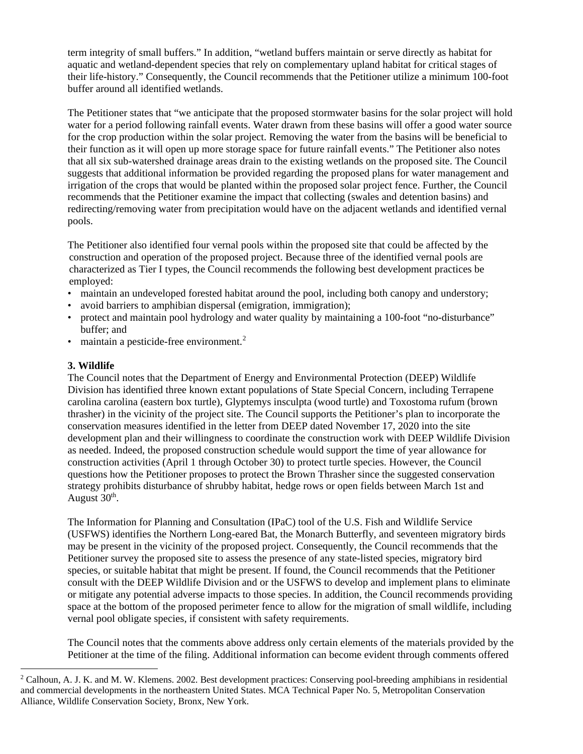term integrity of small buffers." In addition, "wetland buffers maintain or serve directly as habitat for aquatic and wetland-dependent species that rely on complementary upland habitat for critical stages of their life-history." Consequently, the Council recommends that the Petitioner utilize a minimum 100-foot buffer around all identified wetlands.

The Petitioner states that "we anticipate that the proposed stormwater basins for the solar project will hold water for a period following rainfall events. Water drawn from these basins will offer a good water source for the crop production within the solar project. Removing the water from the basins will be beneficial to their function as it will open up more storage space for future rainfall events." The Petitioner also notes that all six sub-watershed drainage areas drain to the existing wetlands on the proposed site. The Council suggests that additional information be provided regarding the proposed plans for water management and irrigation of the crops that would be planted within the proposed solar project fence. Further, the Council recommends that the Petitioner examine the impact that collecting (swales and detention basins) and redirecting/removing water from precipitation would have on the adjacent wetlands and identified vernal pools.

The Petitioner also identified four vernal pools within the proposed site that could be affected by the construction and operation of the proposed project. Because three of the identified vernal pools are characterized as Tier I types, the Council recommends the following best development practices be employed:

- maintain an undeveloped forested habitat around the pool, including both canopy and understory;
- avoid barriers to amphibian dispersal (emigration, immigration);
- protect and maintain pool hydrology and water quality by maintaining a 100-foot "no-disturbance" buffer; and
- maintain a pesticide-free environment.[2]

**3. Wildlife**

The Council notes that the Department of Energy and Environmental Protection (DEEP) Wildlife Division has identified three known extant populations of State Special Concern, including Terrapene carolina carolina (eastern box turtle), Glyptemys insculpta (wood turtle) and Toxostoma rufum (brown thrasher) in the vicinity of the project site. The Council supports the Petitioner's plan to incorporate the conservation measures identified in the letter from DEEP dated November 17, 2020 into the site development plan and their willingness to coordinate the construction work with DEEP Wildlife Division as needed. Indeed, the proposed construction schedule would support the time of year allowance for construction activities (April 1 through October 30) to protect turtle species. However, the Council questions how the Petitioner proposes to protect the Brown Thrasher since the suggested conservation strategy prohibits disturbance of shrubby habitat, hedge rows or open fields between March 1st and August 30th.

The Information for Planning and Consultation (IPaC) tool of the U.S. Fish and Wildlife Service (USFWS) identifies the Northern Long-eared Bat, the Monarch Butterfly, and seventeen migratory birds may be present in the vicinity of the proposed project. Consequently, the Council recommends that the Petitioner survey the proposed site to assess the presence of any state-listed species, migratory bird species, or suitable habitat that might be present. If found, the Council recommends that the Petitioner consult with the DEEP Wildlife Division and or the USFWS to develop and implement plans to eliminate or mitigate any potential adverse impacts to those species. In addition, the Council recommends providing space at the bottom of the proposed perimeter fence to allow for the migration of small wildlife, including vernal pool obligate species, if consistent with safety requirements.

The Council notes that the comments above address only certain elements of the materials provided by the Petitioner at the time of the filing. Additional information can become evident through comments offered

[2] Calhoun, A. J. K. and M. W. Klemens. 2002. Best development practices: Conserving pool-breeding amphibians in residential and commercial developments in the northeastern United States. MCA Technical Paper No. 5, Metropolitan Conservation Alliance, Wildlife Conservation Society, Bronx, New York.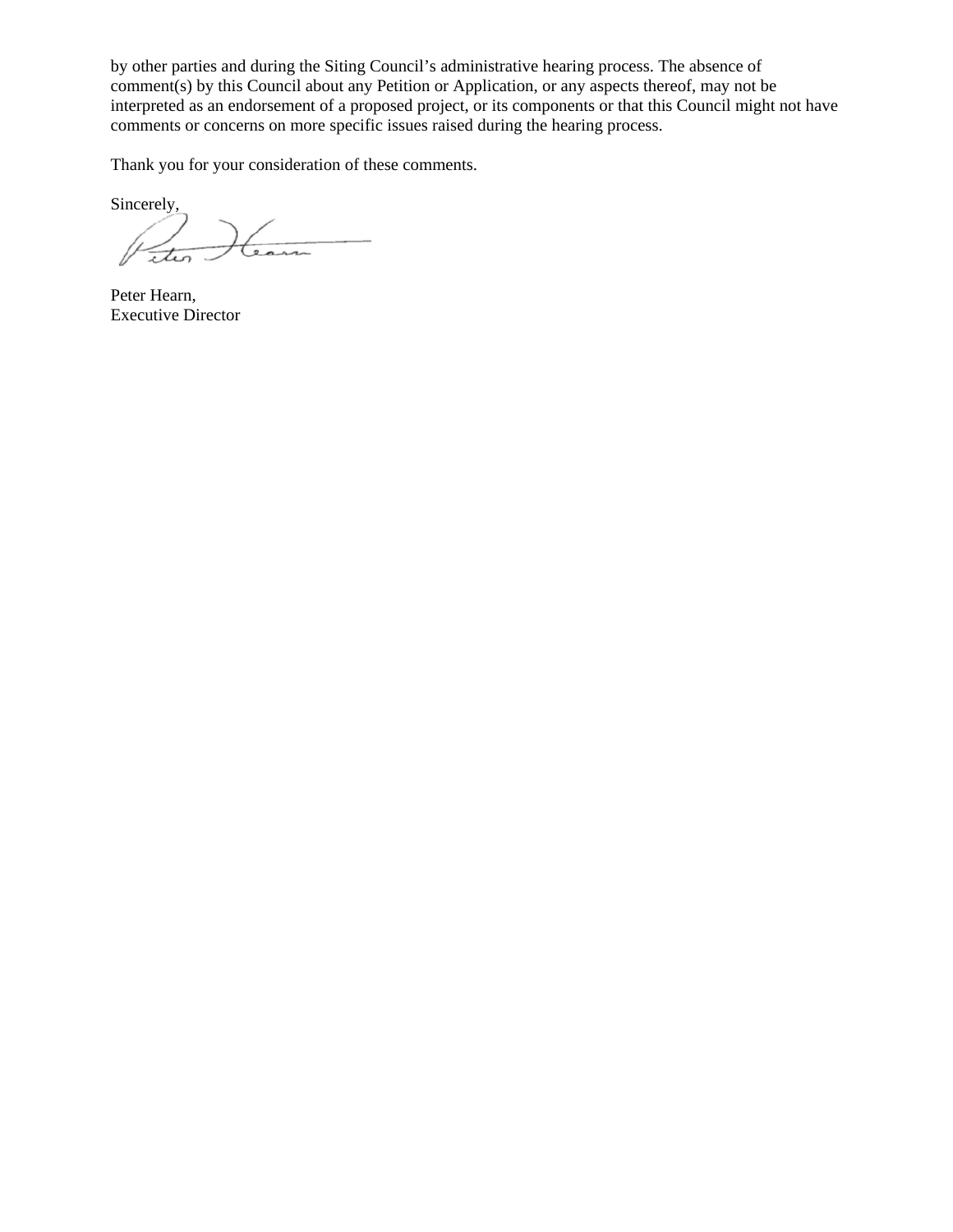by other parties and during the Siting Council's administrative hearing process. The absence of comment(s) by this Council about any Petition or Application, or any aspects thereof, may not be interpreted as an endorsement of a proposed project, or its components or that this Council might not have comments or concerns on more specific issues raised during the hearing process.

Thank you for your consideration of these comments.

Sincerely,

Peter Hearn,
Executive Director